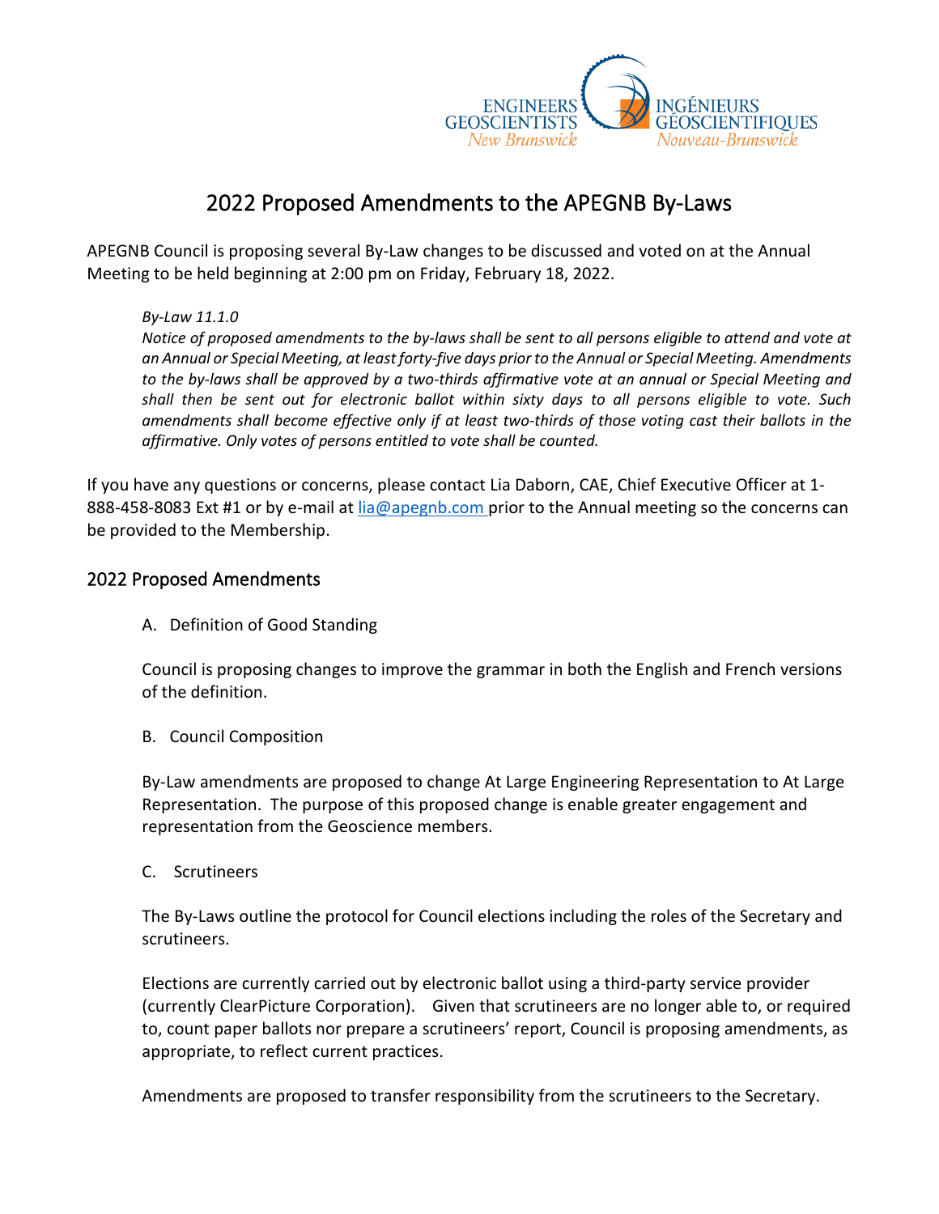ENGINEERS GEOSCIENTISTS New Brunswick | INGÉNIEURS GÉOSCIENTIFIQUES Nouveau-Brunswick

# 2022 Proposed Amendments to the APEGNB By-Laws

APEGNB Council is proposing several By-Law changes to be discussed and voted on at the Annual Meeting to be held beginning at 2:00 pm on Friday, February 18, 2022.

> *By-Law 11.1.0*
> *Notice of proposed amendments to the by-laws shall be sent to all persons eligible to attend and vote at an Annual or Special Meeting, at least forty-five days prior to the Annual or Special Meeting. Amendments to the by-laws shall be approved by a two-thirds affirmative vote at an annual or Special Meeting and shall then be sent out for electronic ballot within sixty days to all persons eligible to vote. Such amendments shall become effective only if at least two-thirds of those voting cast their ballots in the affirmative. Only votes of persons entitled to vote shall be counted.*

If you have any questions or concerns, please contact Lia Daborn, CAE, Chief Executive Officer at 1-888-458-8083 Ext #1 or by e-mail at lia@apegnb.com prior to the Annual meeting so the concerns can be provided to the Membership.

## 2022 Proposed Amendments

A. Definition of Good Standing

Council is proposing changes to improve the grammar in both the English and French versions of the definition.

B. Council Composition

By-Law amendments are proposed to change At Large Engineering Representation to At Large Representation. The purpose of this proposed change is enable greater engagement and representation from the Geoscience members.

C. Scrutineers

The By-Laws outline the protocol for Council elections including the roles of the Secretary and scrutineers.

Elections are currently carried out by electronic ballot using a third-party service provider (currently ClearPicture Corporation). Given that scrutineers are no longer able to, or required to, count paper ballots nor prepare a scrutineers' report, Council is proposing amendments, as appropriate, to reflect current practices.

Amendments are proposed to transfer responsibility from the scrutineers to the Secretary.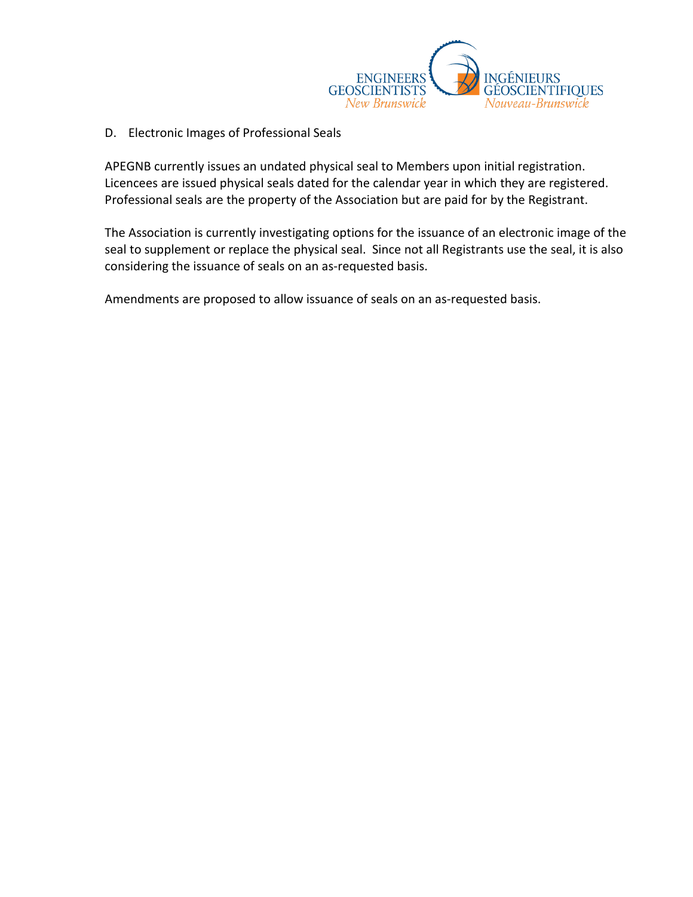D. Electronic Images of Professional Seals

APEGNB currently issues an undated physical seal to Members upon initial registration. Licencees are issued physical seals dated for the calendar year in which they are registered. Professional seals are the property of the Association but are paid for by the Registrant.

The Association is currently investigating options for the issuance of an electronic image of the seal to supplement or replace the physical seal. Since not all Registrants use the seal, it is also considering the issuance of seals on an as-requested basis.

Amendments are proposed to allow issuance of seals on an as-requested basis.